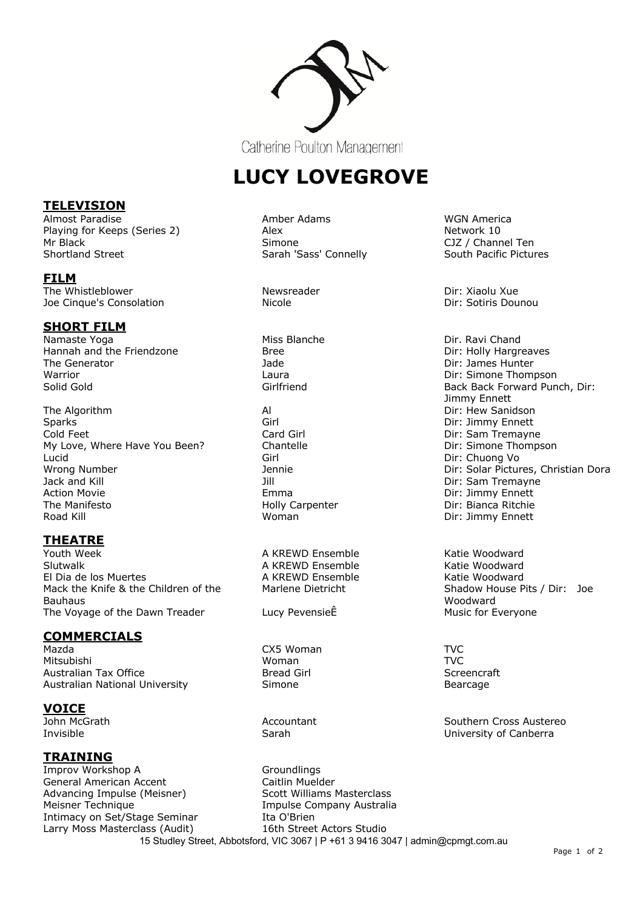Catherine Poulton Management

# LUCY LOVEGROVE

## TELEVISION

| | | |
|---|---|---|
| Almost Paradise | Amber Adams | WGN America |
| Playing for Keeps (Series 2) | Alex | Network 10 |
| Mr Black | Simone | CJZ / Channel Ten |
| Shortland Street | Sarah 'Sass' Connelly | South Pacific Pictures |

## FILM

| | | |
|---|---|---|
| The Whistleblower | Newsreader | Dir: Xiaolu Xue |
| Joe Cinque's Consolation | Nicole | Dir: Sotiris Dounou |

## SHORT FILM

| | | |
|---|---|---|
| Namaste Yoga | Miss Blanche | Dir. Ravi Chand |
| Hannah and the Friendzone | Bree | Dir: Holly Hargreaves |
| The Generator | Jade | Dir: James Hunter |
| Warrior | Laura | Dir: Simone Thompson |
| Solid Gold | Girlfriend | Back Back Forward Punch, Dir: Jimmy Ennett |
| The Algorithm | Al | Dir: Hew Sanidson |
| Sparks | Girl | Dir: Jimmy Ennett |
| Cold Feet | Card Girl | Dir: Sam Tremayne |
| My Love, Where Have You Been? | Chantelle | Dir: Simone Thompson |
| Lucid | Girl | Dir: Chuong Vo |
| Wrong Number | Jennie | Dir: Solar Pictures, Christian Dora |
| Jack and Kill | Jill | Dir: Sam Tremayne |
| Action Movie | Emma | Dir: Jimmy Ennett |
| The Manifesto | Holly Carpenter | Dir: Bianca Ritchie |
| Road Kill | Woman | Dir: Jimmy Ennett |

## THEATRE

| | | |
|---|---|---|
| Youth Week | A KREWD Ensemble | Katie Woodward |
| Slutwalk | A KREWD Ensemble | Katie Woodward |
| El Dia de los Muertes | A KREWD Ensemble | Katie Woodward |
| Mack the Knife & the Children of the Bauhaus | Marlene Dietricht | Shadow House Pits / Dir: Joe Woodward |
| The Voyage of the Dawn Treader | Lucy PevensieÊ | Music for Everyone |

## COMMERCIALS

| | | |
|---|---|---|
| Mazda | CX5 Woman | TVC |
| Mitsubishi | Woman | TVC |
| Australian Tax Office | Bread Girl | Screencraft |
| Australian National University | Simone | Bearcage |

## VOICE

| | | |
|---|---|---|
| John McGrath | Accountant | Southern Cross Austereo |
| Invisible | Sarah | University of Canberra |

## TRAINING

| | |
|---|---|
| Improv Workshop A | Groundlings |
| General American Accent | Caitlin Muelder |
| Advancing Impulse (Meisner) | Scott Williams Masterclass |
| Meisner Technique | Impulse Company Australia |
| Intimacy on Set/Stage Seminar | Ita O'Brien |
| Larry Moss Masterclass (Audit) | 16th Street Actors Studio |

15 Studley Street, Abbotsford, VIC 3067 | P +61 3 9416 3047 | admin@cpmgt.com.au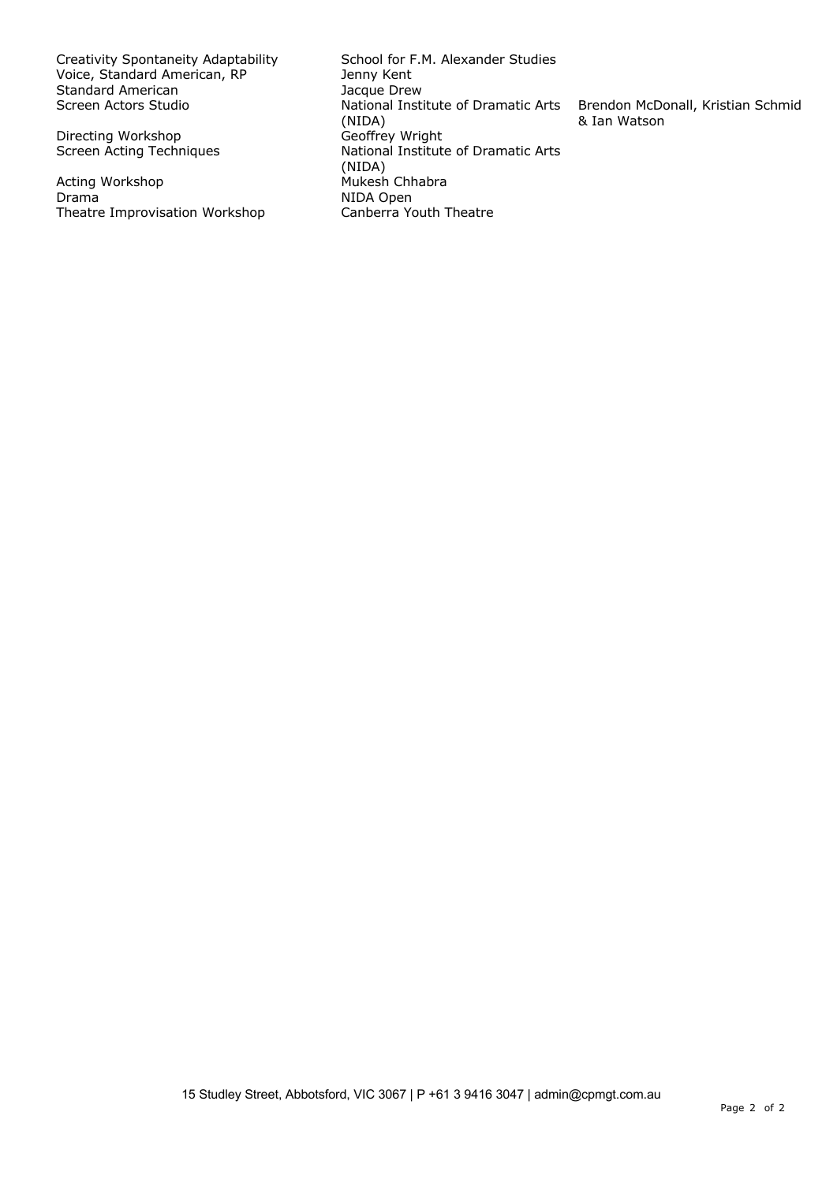| | | |
|---|---|---|
| Creativity Spontaneity Adaptability | School for F.M. Alexander Studies | |
| Voice, Standard American, RP | Jenny Kent | |
| Standard American | Jacque Drew | |
| Screen Actors Studio | National Institute of Dramatic Arts (NIDA) | Brendon McDonall, Kristian Schmid & Ian Watson |
| Directing Workshop | Geoffrey Wright | |
| Screen Acting Techniques | National Institute of Dramatic Arts (NIDA) | |
| Acting Workshop | Mukesh Chhabra | |
| Drama | NIDA Open | |
| Theatre Improvisation Workshop | Canberra Youth Theatre | |

15 Studley Street, Abbotsford, VIC 3067 | P +61 3 9416 3047 | admin@cpmgt.com.au